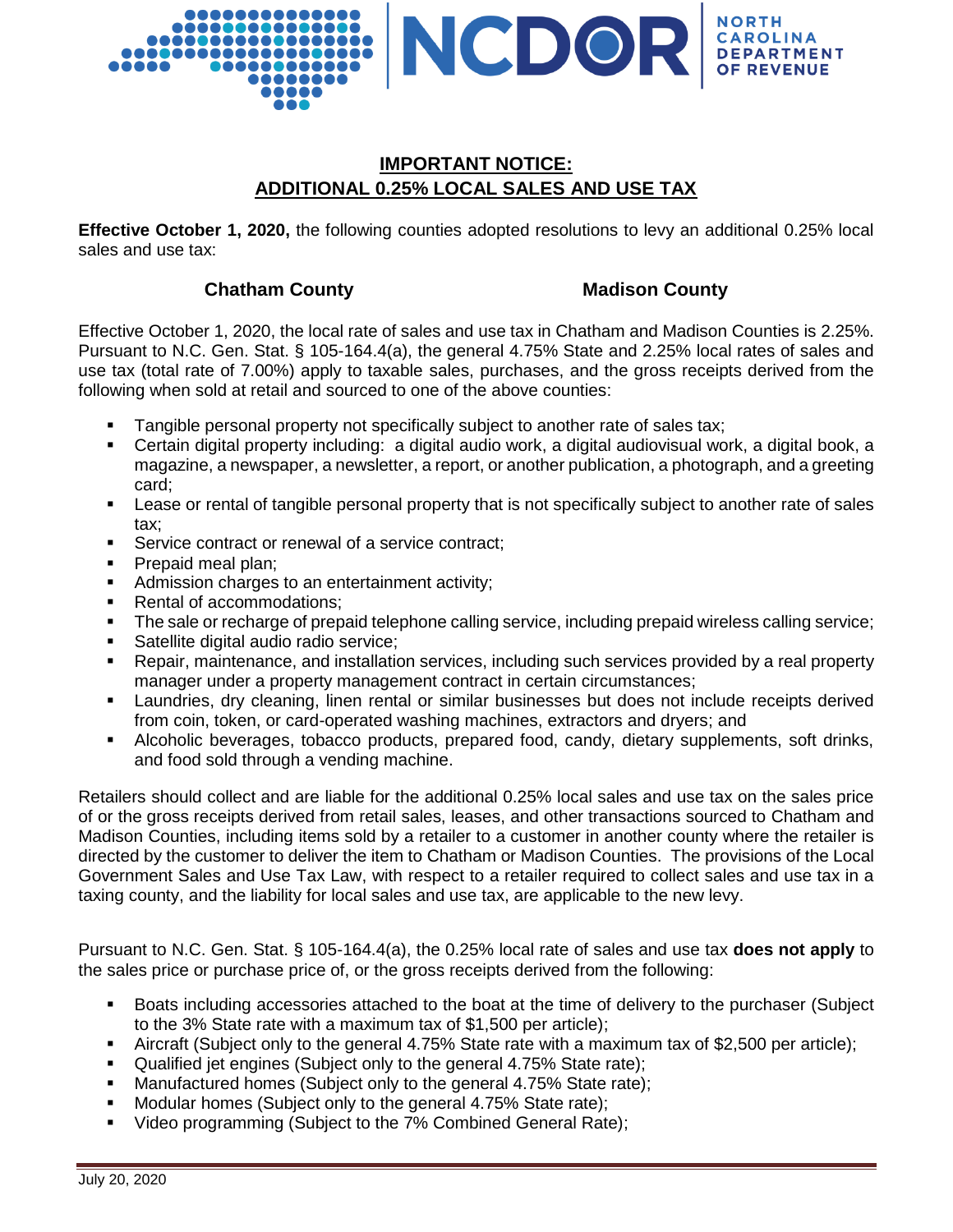NCDOR NORTH CAROLINA DEPARTMENT OF REVENUE

# IMPORTANT NOTICE: ADDITIONAL 0.25% LOCAL SALES AND USE TAX

**Effective October 1, 2020,** the following counties adopted resolutions to levy an additional 0.25% local sales and use tax:

**Chatham County** **Madison County**

Effective October 1, 2020, the local rate of sales and use tax in Chatham and Madison Counties is 2.25%. Pursuant to N.C. Gen. Stat. § 105-164.4(a), the general 4.75% State and 2.25% local rates of sales and use tax (total rate of 7.00%) apply to taxable sales, purchases, and the gross receipts derived from the following when sold at retail and sourced to one of the above counties:

- Tangible personal property not specifically subject to another rate of sales tax;
- Certain digital property including: a digital audio work, a digital audiovisual work, a digital book, a magazine, a newspaper, a newsletter, a report, or another publication, a photograph, and a greeting card;
- Lease or rental of tangible personal property that is not specifically subject to another rate of sales tax;
- Service contract or renewal of a service contract;
- Prepaid meal plan;
- Admission charges to an entertainment activity;
- Rental of accommodations;
- The sale or recharge of prepaid telephone calling service, including prepaid wireless calling service;
- Satellite digital audio radio service;
- Repair, maintenance, and installation services, including such services provided by a real property manager under a property management contract in certain circumstances;
- Laundries, dry cleaning, linen rental or similar businesses but does not include receipts derived from coin, token, or card-operated washing machines, extractors and dryers; and
- Alcoholic beverages, tobacco products, prepared food, candy, dietary supplements, soft drinks, and food sold through a vending machine.

Retailers should collect and are liable for the additional 0.25% local sales and use tax on the sales price of or the gross receipts derived from retail sales, leases, and other transactions sourced to Chatham and Madison Counties, including items sold by a retailer to a customer in another county where the retailer is directed by the customer to deliver the item to Chatham or Madison Counties. The provisions of the Local Government Sales and Use Tax Law, with respect to a retailer required to collect sales and use tax in a taxing county, and the liability for local sales and use tax, are applicable to the new levy.

Pursuant to N.C. Gen. Stat. § 105-164.4(a), the 0.25% local rate of sales and use tax **does not apply** to the sales price or purchase price of, or the gross receipts derived from the following:

- Boats including accessories attached to the boat at the time of delivery to the purchaser (Subject to the 3% State rate with a maximum tax of $1,500 per article);
- Aircraft (Subject only to the general 4.75% State rate with a maximum tax of $2,500 per article);
- Qualified jet engines (Subject only to the general 4.75% State rate);
- Manufactured homes (Subject only to the general 4.75% State rate);
- Modular homes (Subject only to the general 4.75% State rate);
- Video programming (Subject to the 7% Combined General Rate);

July 20, 2020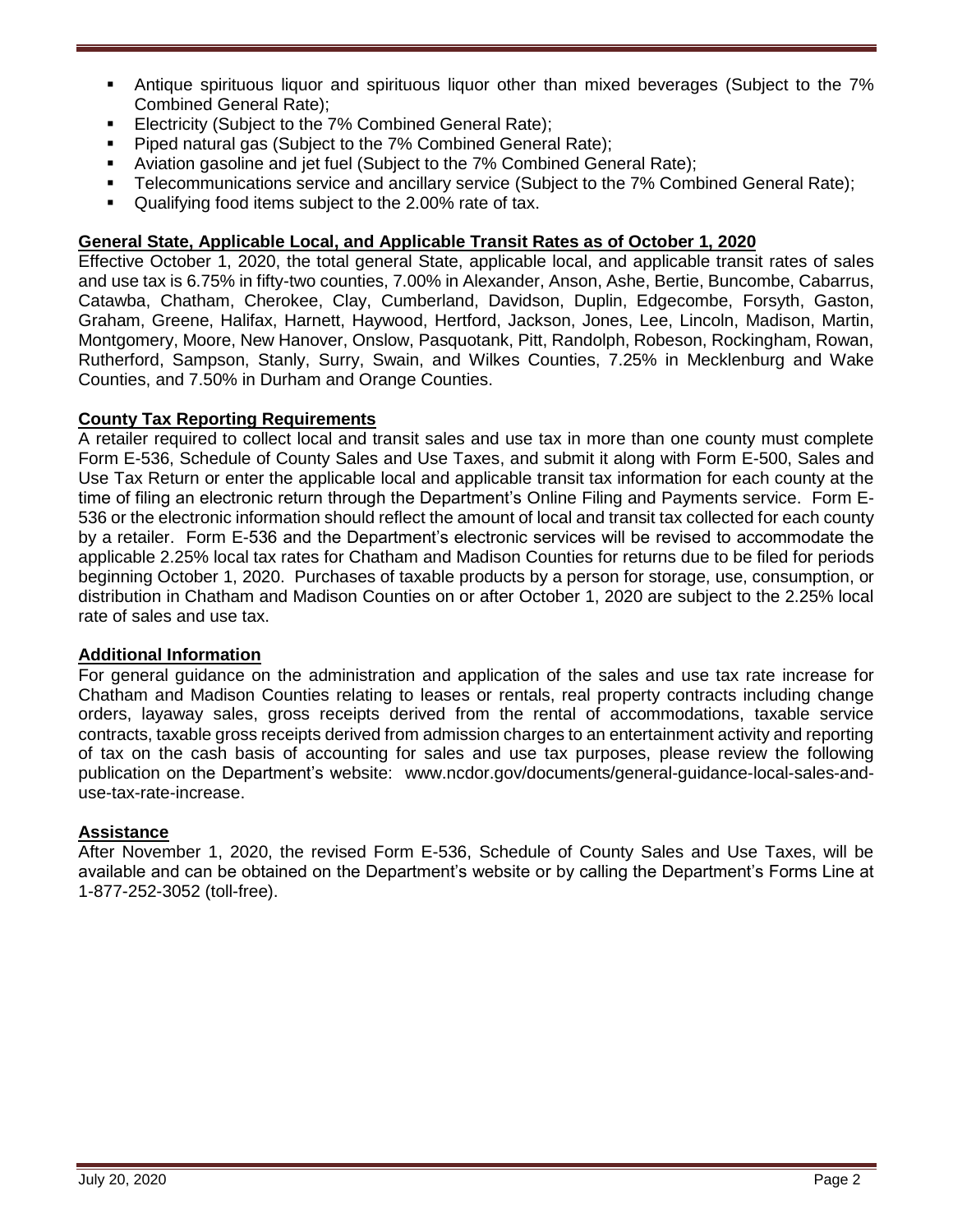- Antique spirituous liquor and spirituous liquor other than mixed beverages (Subject to the 7% Combined General Rate);
- Electricity (Subject to the 7% Combined General Rate);
- Piped natural gas (Subject to the 7% Combined General Rate);
- Aviation gasoline and jet fuel (Subject to the 7% Combined General Rate);
- Telecommunications service and ancillary service (Subject to the 7% Combined General Rate);
- Qualifying food items subject to the 2.00% rate of tax.

**General State, Applicable Local, and Applicable Transit Rates as of October 1, 2020**

Effective October 1, 2020, the total general State, applicable local, and applicable transit rates of sales and use tax is 6.75% in fifty-two counties, 7.00% in Alexander, Anson, Ashe, Bertie, Buncombe, Cabarrus, Catawba, Chatham, Cherokee, Clay, Cumberland, Davidson, Duplin, Edgecombe, Forsyth, Gaston, Graham, Greene, Halifax, Harnett, Haywood, Hertford, Jackson, Jones, Lee, Lincoln, Madison, Martin, Montgomery, Moore, New Hanover, Onslow, Pasquotank, Pitt, Randolph, Robeson, Rockingham, Rowan, Rutherford, Sampson, Stanly, Surry, Swain, and Wilkes Counties, 7.25% in Mecklenburg and Wake Counties, and 7.50% in Durham and Orange Counties.

**County Tax Reporting Requirements**

A retailer required to collect local and transit sales and use tax in more than one county must complete Form E-536, Schedule of County Sales and Use Taxes, and submit it along with Form E-500, Sales and Use Tax Return or enter the applicable local and applicable transit tax information for each county at the time of filing an electronic return through the Department's Online Filing and Payments service. Form E-536 or the electronic information should reflect the amount of local and transit tax collected for each county by a retailer. Form E-536 and the Department's electronic services will be revised to accommodate the applicable 2.25% local tax rates for Chatham and Madison Counties for returns due to be filed for periods beginning October 1, 2020. Purchases of taxable products by a person for storage, use, consumption, or distribution in Chatham and Madison Counties on or after October 1, 2020 are subject to the 2.25% local rate of sales and use tax.

**Additional Information**

For general guidance on the administration and application of the sales and use tax rate increase for Chatham and Madison Counties relating to leases or rentals, real property contracts including change orders, layaway sales, gross receipts derived from the rental of accommodations, taxable service contracts, taxable gross receipts derived from admission charges to an entertainment activity and reporting of tax on the cash basis of accounting for sales and use tax purposes, please review the following publication on the Department's website: www.ncdor.gov/documents/general-guidance-local-sales-and-use-tax-rate-increase.

**Assistance**

After November 1, 2020, the revised Form E-536, Schedule of County Sales and Use Taxes, will be available and can be obtained on the Department's website or by calling the Department's Forms Line at 1-877-252-3052 (toll-free).

July 20, 2020